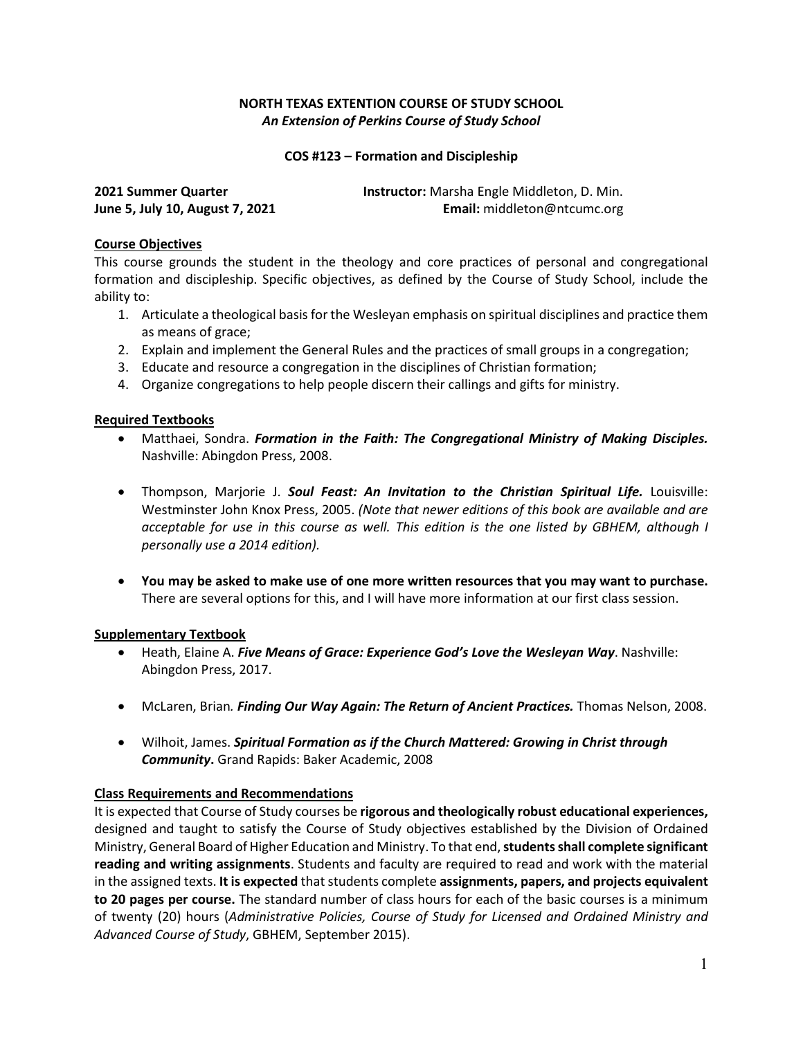**NORTH TEXAS EXTENTION COURSE OF STUDY SCHOOL**

***An Extension of Perkins Course of Study School***

**COS #123 – Formation and Discipleship**

**2021 Summer Quarter** **Instructor:** Marsha Engle Middleton, D. Min.
**June 5, July 10, August 7, 2021** **Email:** middleton@ntcumc.org

## Course Objectives

This course grounds the student in the theology and core practices of personal and congregational formation and discipleship. Specific objectives, as defined by the Course of Study School, include the ability to:

1. Articulate a theological basis for the Wesleyan emphasis on spiritual disciplines and practice them as means of grace;
2. Explain and implement the General Rules and the practices of small groups in a congregation;
3. Educate and resource a congregation in the disciplines of Christian formation;
4. Organize congregations to help people discern their callings and gifts for ministry.

## Required Textbooks

- Matthaei, Sondra. ***Formation in the Faith: The Congregational Ministry of Making Disciples.*** Nashville: Abingdon Press, 2008.
- Thompson, Marjorie J. ***Soul Feast: An Invitation to the Christian Spiritual Life.*** Louisville: Westminster John Knox Press, 2005. *(Note that newer editions of this book are available and are acceptable for use in this course as well. This edition is the one listed by GBHEM, although I personally use a 2014 edition).*
- **You may be asked to make use of one more written resources that you may want to purchase.** There are several options for this, and I will have more information at our first class session.

## Supplementary Textbook

- Heath, Elaine A. ***Five Means of Grace: Experience God's Love the Wesleyan Way***. Nashville: Abingdon Press, 2017.
- McLaren, Brian*.* ***Finding Our Way Again: The Return of Ancient Practices.*** Thomas Nelson, 2008.
- Wilhoit, James. ***Spiritual Formation as if the Church Mattered: Growing in Christ through Community*****.** Grand Rapids: Baker Academic, 2008

## Class Requirements and Recommendations

It is expected that Course of Study courses be **rigorous and theologically robust educational experiences,** designed and taught to satisfy the Course of Study objectives established by the Division of Ordained Ministry, General Board of Higher Education and Ministry. To that end, **students shall complete significant reading and writing assignments**. Students and faculty are required to read and work with the material in the assigned texts. **It is expected** that students complete **assignments, papers, and projects equivalent to 20 pages per course.** The standard number of class hours for each of the basic courses is a minimum of twenty (20) hours (*Administrative Policies, Course of Study for Licensed and Ordained Ministry and Advanced Course of Study*, GBHEM, September 2015).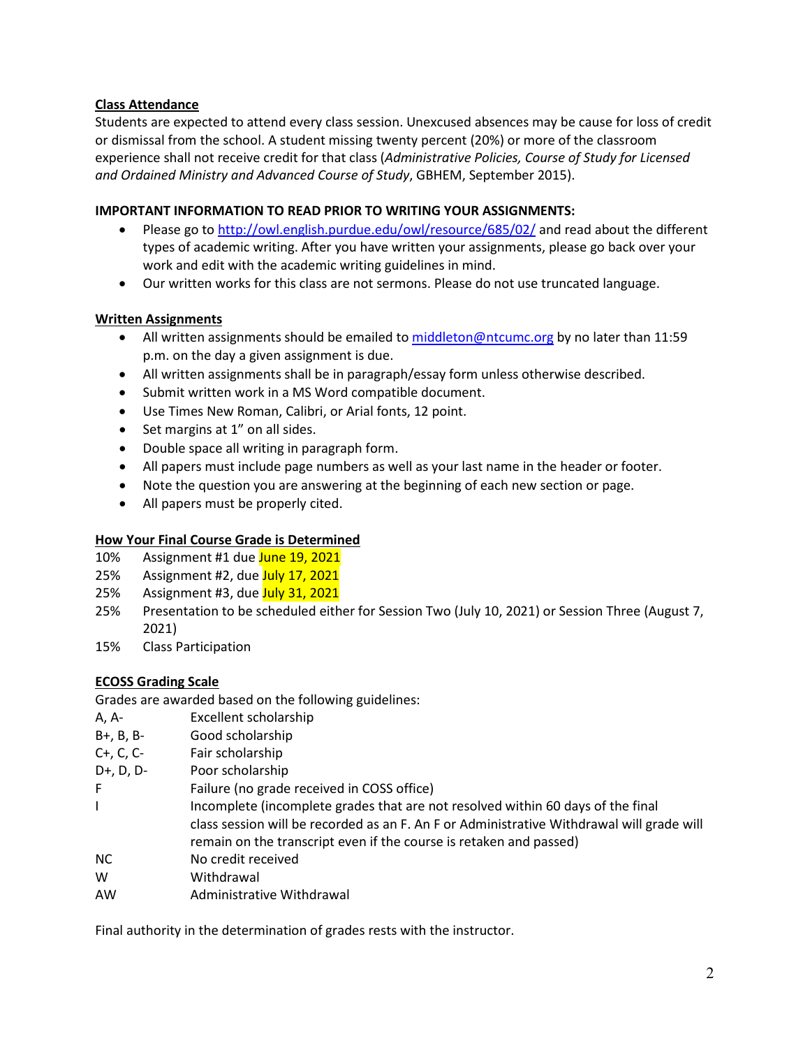## Class Attendance

Students are expected to attend every class session. Unexcused absences may be cause for loss of credit or dismissal from the school. A student missing twenty percent (20%) or more of the classroom experience shall not receive credit for that class (*Administrative Policies, Course of Study for Licensed and Ordained Ministry and Advanced Course of Study*, GBHEM, September 2015).

**IMPORTANT INFORMATION TO READ PRIOR TO WRITING YOUR ASSIGNMENTS:**

- Please go to http://owl.english.purdue.edu/owl/resource/685/02/ and read about the different types of academic writing. After you have written your assignments, please go back over your work and edit with the academic writing guidelines in mind.
- Our written works for this class are not sermons. Please do not use truncated language.

## Written Assignments

- All written assignments should be emailed to middleton@ntcumc.org by no later than 11:59 p.m. on the day a given assignment is due.
- All written assignments shall be in paragraph/essay form unless otherwise described.
- Submit written work in a MS Word compatible document.
- Use Times New Roman, Calibri, or Arial fonts, 12 point.
- Set margins at 1" on all sides.
- Double space all writing in paragraph form.
- All papers must include page numbers as well as your last name in the header or footer.
- Note the question you are answering at the beginning of each new section or page.
- All papers must be properly cited.

## How Your Final Course Grade is Determined

| | |
|---|---|
| 10% | Assignment #1 due June 19, 2021 |
| 25% | Assignment #2, due July 17, 2021 |
| 25% | Assignment #3, due July 31, 2021 |
| 25% | Presentation to be scheduled either for Session Two (July 10, 2021) or Session Three (August 7, 2021) |
| 15% | Class Participation |

## ECOSS Grading Scale

Grades are awarded based on the following guidelines:

| | |
|---|---|
| A, A- | Excellent scholarship |
| B+, B, B- | Good scholarship |
| C+, C, C- | Fair scholarship |
| D+, D, D- | Poor scholarship |
| F | Failure (no grade received in COSS office) |
| I | Incomplete (incomplete grades that are not resolved within 60 days of the final class session will be recorded as an F. An F or Administrative Withdrawal will grade will remain on the transcript even if the course is retaken and passed) |
| NC | No credit received |
| W | Withdrawal |
| AW | Administrative Withdrawal |

Final authority in the determination of grades rests with the instructor.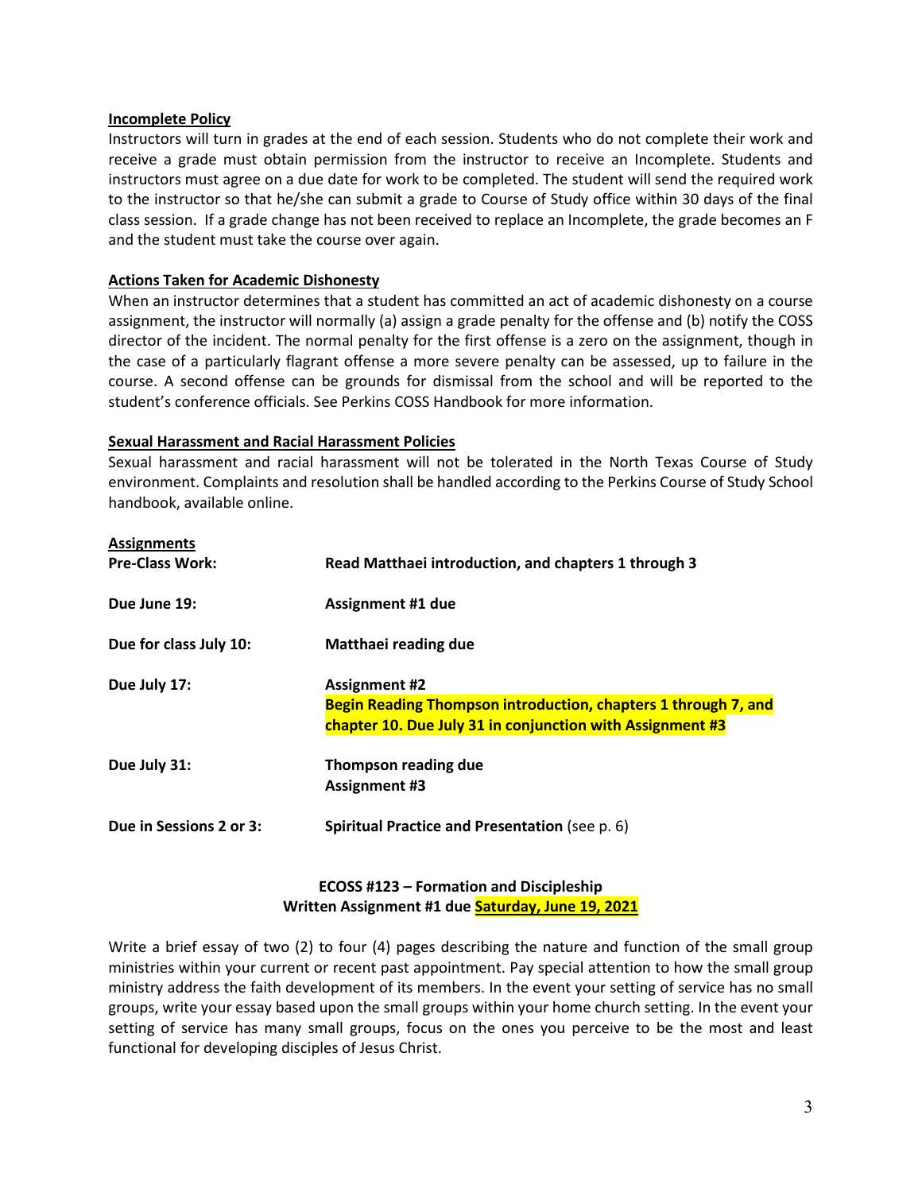**Incomplete Policy**

Instructors will turn in grades at the end of each session. Students who do not complete their work and receive a grade must obtain permission from the instructor to receive an Incomplete. Students and instructors must agree on a due date for work to be completed. The student will send the required work to the instructor so that he/she can submit a grade to Course of Study office within 30 days of the final class session. If a grade change has not been received to replace an Incomplete, the grade becomes an F and the student must take the course over again.

**Actions Taken for Academic Dishonesty**

When an instructor determines that a student has committed an act of academic dishonesty on a course assignment, the instructor will normally (a) assign a grade penalty for the offense and (b) notify the COSS director of the incident. The normal penalty for the first offense is a zero on the assignment, though in the case of a particularly flagrant offense a more severe penalty can be assessed, up to failure in the course. A second offense can be grounds for dismissal from the school and will be reported to the student's conference officials. See Perkins COSS Handbook for more information.

**Sexual Harassment and Racial Harassment Policies**

Sexual harassment and racial harassment will not be tolerated in the North Texas Course of Study environment. Complaints and resolution shall be handled according to the Perkins Course of Study School handbook, available online.

**Assignments**

| | |
|---|---|
| **Pre-Class Work:** | **Read Matthaei introduction, and chapters 1 through 3** |
| **Due June 19:** | **Assignment #1 due** |
| **Due for class July 10:** | **Matthaei reading due** |
| **Due July 17:** | **Assignment #2**<br>**Begin Reading Thompson introduction, chapters 1 through 7, and chapter 10. Due July 31 in conjunction with Assignment #3** |
| **Due July 31:** | **Thompson reading due**<br>**Assignment #3** |
| **Due in Sessions 2 or 3:** | **Spiritual Practice and Presentation** (see p. 6) |

**ECOSS #123 – Formation and Discipleship**
**Written Assignment #1 due Saturday, June 19, 2021**

Write a brief essay of two (2) to four (4) pages describing the nature and function of the small group ministries within your current or recent past appointment. Pay special attention to how the small group ministry address the faith development of its members. In the event your setting of service has no small groups, write your essay based upon the small groups within your home church setting. In the event your setting of service has many small groups, focus on the ones you perceive to be the most and least functional for developing disciples of Jesus Christ.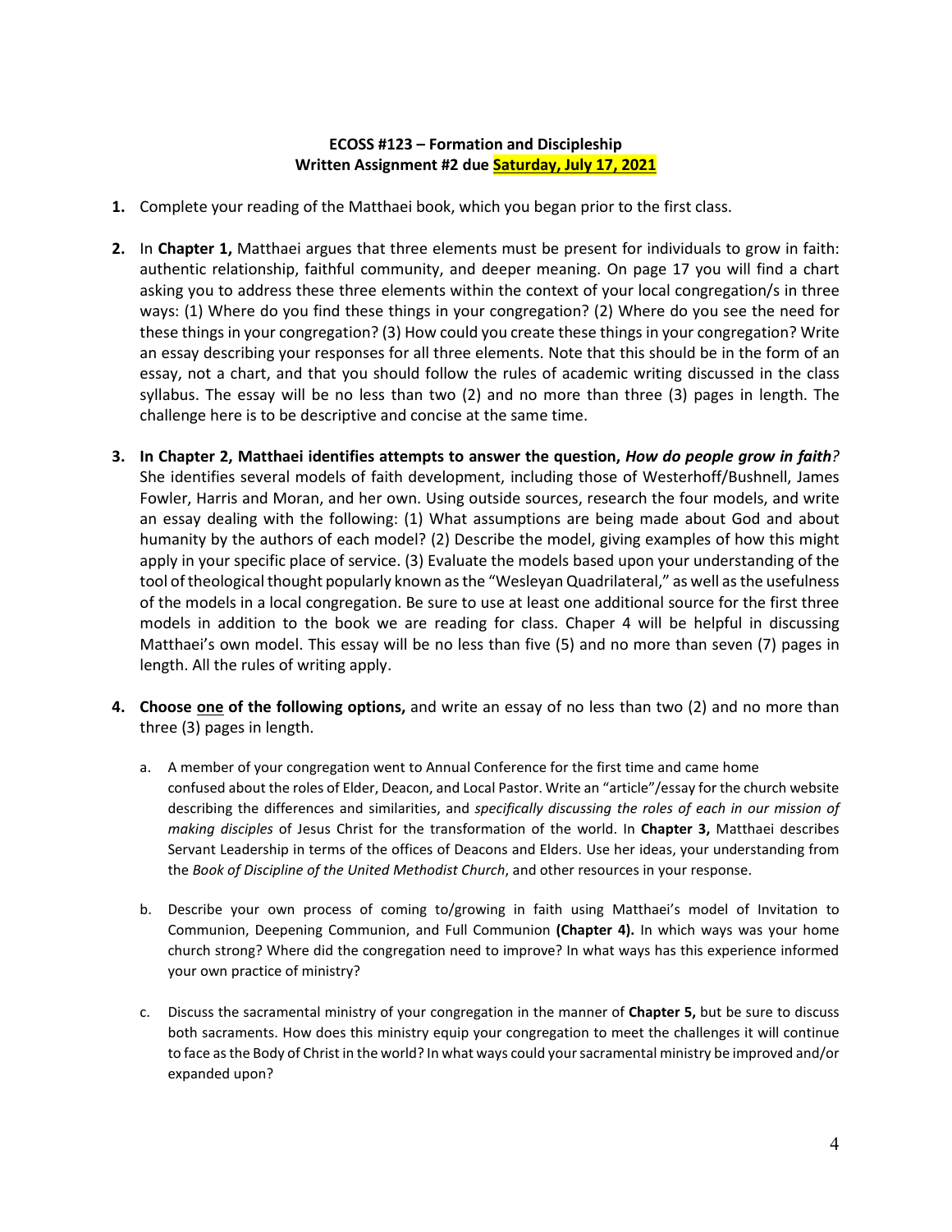**ECOSS #123 – Formation and Discipleship**
**Written Assignment #2 due Saturday, July 17, 2021**

1. Complete your reading of the Matthaei book, which you began prior to the first class.

2. In **Chapter 1,** Matthaei argues that three elements must be present for individuals to grow in faith: authentic relationship, faithful community, and deeper meaning. On page 17 you will find a chart asking you to address these three elements within the context of your local congregation/s in three ways: (1) Where do you find these things in your congregation? (2) Where do you see the need for these things in your congregation? (3) How could you create these things in your congregation? Write an essay describing your responses for all three elements. Note that this should be in the form of an essay, not a chart, and that you should follow the rules of academic writing discussed in the class syllabus. The essay will be no less than two (2) and no more than three (3) pages in length. The challenge here is to be descriptive and concise at the same time.

3. **In Chapter 2, Matthaei identifies attempts to answer the question, *How do people grow in faith?*** She identifies several models of faith development, including those of Westerhoff/Bushnell, James Fowler, Harris and Moran, and her own. Using outside sources, research the four models, and write an essay dealing with the following: (1) What assumptions are being made about God and about humanity by the authors of each model? (2) Describe the model, giving examples of how this might apply in your specific place of service. (3) Evaluate the models based upon your understanding of the tool of theological thought popularly known as the "Wesleyan Quadrilateral," as well as the usefulness of the models in a local congregation. Be sure to use at least one additional source for the first three models in addition to the book we are reading for class. Chaper 4 will be helpful in discussing Matthaei's own model. This essay will be no less than five (5) and no more than seven (7) pages in length. All the rules of writing apply.

4. **Choose one of the following options,** and write an essay of no less than two (2) and no more than three (3) pages in length.

   a. A member of your congregation went to Annual Conference for the first time and came home confused about the roles of Elder, Deacon, and Local Pastor. Write an "article"/essay for the church website describing the differences and similarities, and *specifically discussing the roles of each in our mission of making disciples* of Jesus Christ for the transformation of the world. In **Chapter 3,** Matthaei describes Servant Leadership in terms of the offices of Deacons and Elders. Use her ideas, your understanding from the *Book of Discipline of the United Methodist Church*, and other resources in your response.

   b. Describe your own process of coming to/growing in faith using Matthaei's model of Invitation to Communion, Deepening Communion, and Full Communion **(Chapter 4).** In which ways was your home church strong? Where did the congregation need to improve? In what ways has this experience informed your own practice of ministry?

   c. Discuss the sacramental ministry of your congregation in the manner of **Chapter 5,** but be sure to discuss both sacraments. How does this ministry equip your congregation to meet the challenges it will continue to face as the Body of Christ in the world? In what ways could your sacramental ministry be improved and/or expanded upon?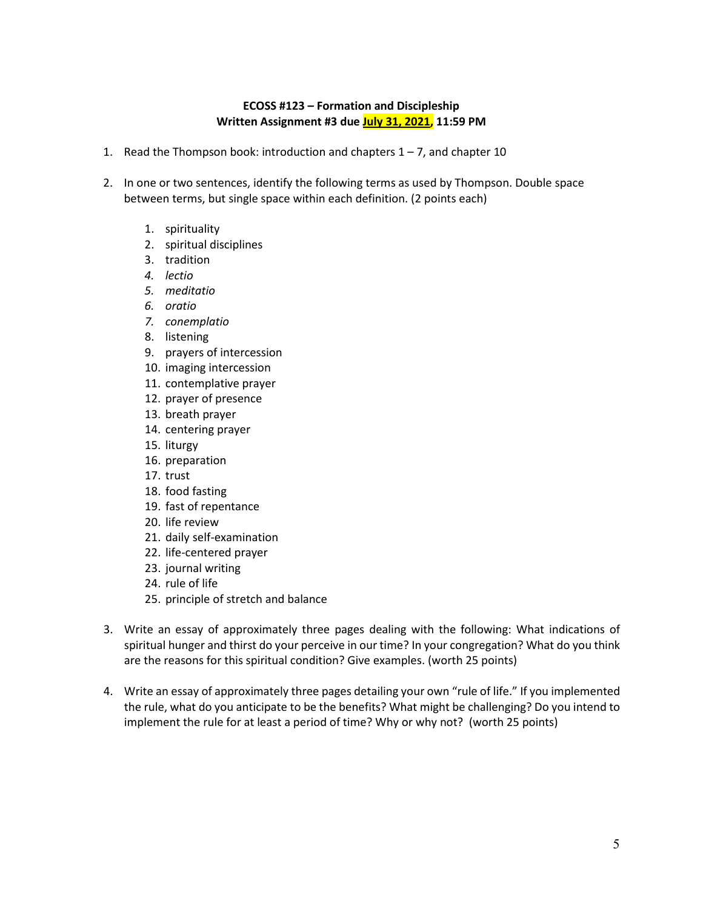**ECOSS #123 – Formation and Discipleship**
**Written Assignment #3 due July 31, 2021, 11:59 PM**

1. Read the Thompson book: introduction and chapters 1 – 7, and chapter 10

2. In one or two sentences, identify the following terms as used by Thompson. Double space between terms, but single space within each definition. (2 points each)

    1. spirituality
    2. spiritual disciplines
    3. tradition
    4. *lectio*
    5. *meditatio*
    6. *oratio*
    7. *conemplatio*
    8. listening
    9. prayers of intercession
    10. imaging intercession
    11. contemplative prayer
    12. prayer of presence
    13. breath prayer
    14. centering prayer
    15. liturgy
    16. preparation
    17. trust
    18. food fasting
    19. fast of repentance
    20. life review
    21. daily self-examination
    22. life-centered prayer
    23. journal writing
    24. rule of life
    25. principle of stretch and balance

3. Write an essay of approximately three pages dealing with the following: What indications of spiritual hunger and thirst do your perceive in our time? In your congregation? What do you think are the reasons for this spiritual condition? Give examples. (worth 25 points)

4. Write an essay of approximately three pages detailing your own "rule of life." If you implemented the rule, what do you anticipate to be the benefits? What might be challenging? Do you intend to implement the rule for at least a period of time? Why or why not? (worth 25 points)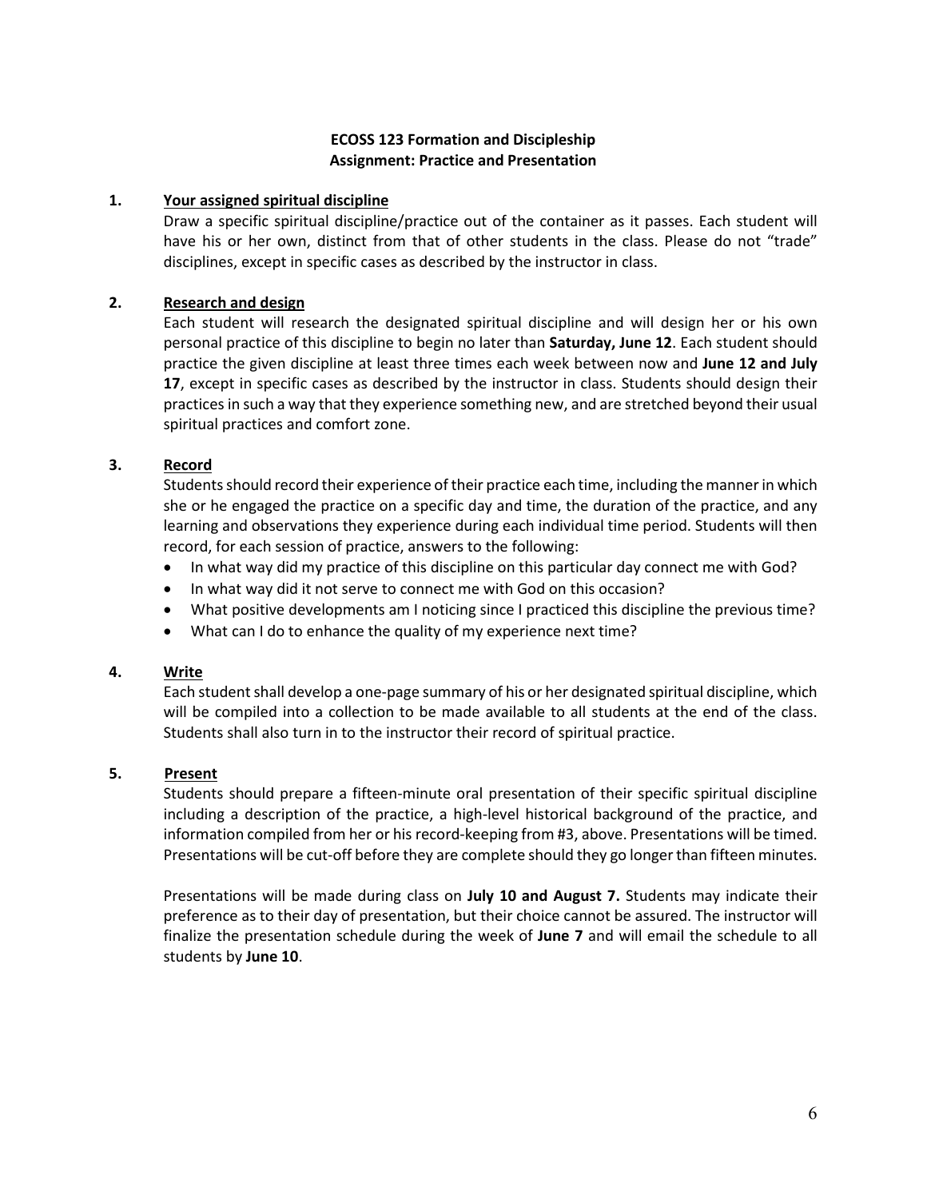**ECOSS 123 Formation and Discipleship**
**Assignment: Practice and Presentation**

1. **Your assigned spiritual discipline**

   Draw a specific spiritual discipline/practice out of the container as it passes. Each student will have his or her own, distinct from that of other students in the class. Please do not "trade" disciplines, except in specific cases as described by the instructor in class.

2. **Research and design**

   Each student will research the designated spiritual discipline and will design her or his own personal practice of this discipline to begin no later than **Saturday, June 12**. Each student should practice the given discipline at least three times each week between now and **June 12 and July 17**, except in specific cases as described by the instructor in class. Students should design their practices in such a way that they experience something new, and are stretched beyond their usual spiritual practices and comfort zone.

3. **Record**

   Students should record their experience of their practice each time, including the manner in which she or he engaged the practice on a specific day and time, the duration of the practice, and any learning and observations they experience during each individual time period. Students will then record, for each session of practice, answers to the following:

   - In what way did my practice of this discipline on this particular day connect me with God?
   - In what way did it not serve to connect me with God on this occasion?
   - What positive developments am I noticing since I practiced this discipline the previous time?
   - What can I do to enhance the quality of my experience next time?

4. **Write**

   Each student shall develop a one-page summary of his or her designated spiritual discipline, which will be compiled into a collection to be made available to all students at the end of the class. Students shall also turn in to the instructor their record of spiritual practice.

5. **Present**

   Students should prepare a fifteen-minute oral presentation of their specific spiritual discipline including a description of the practice, a high-level historical background of the practice, and information compiled from her or his record-keeping from #3, above. Presentations will be timed. Presentations will be cut-off before they are complete should they go longer than fifteen minutes.

   Presentations will be made during class on **July 10 and August 7.** Students may indicate their preference as to their day of presentation, but their choice cannot be assured. The instructor will finalize the presentation schedule during the week of **June 7** and will email the schedule to all students by **June 10**.